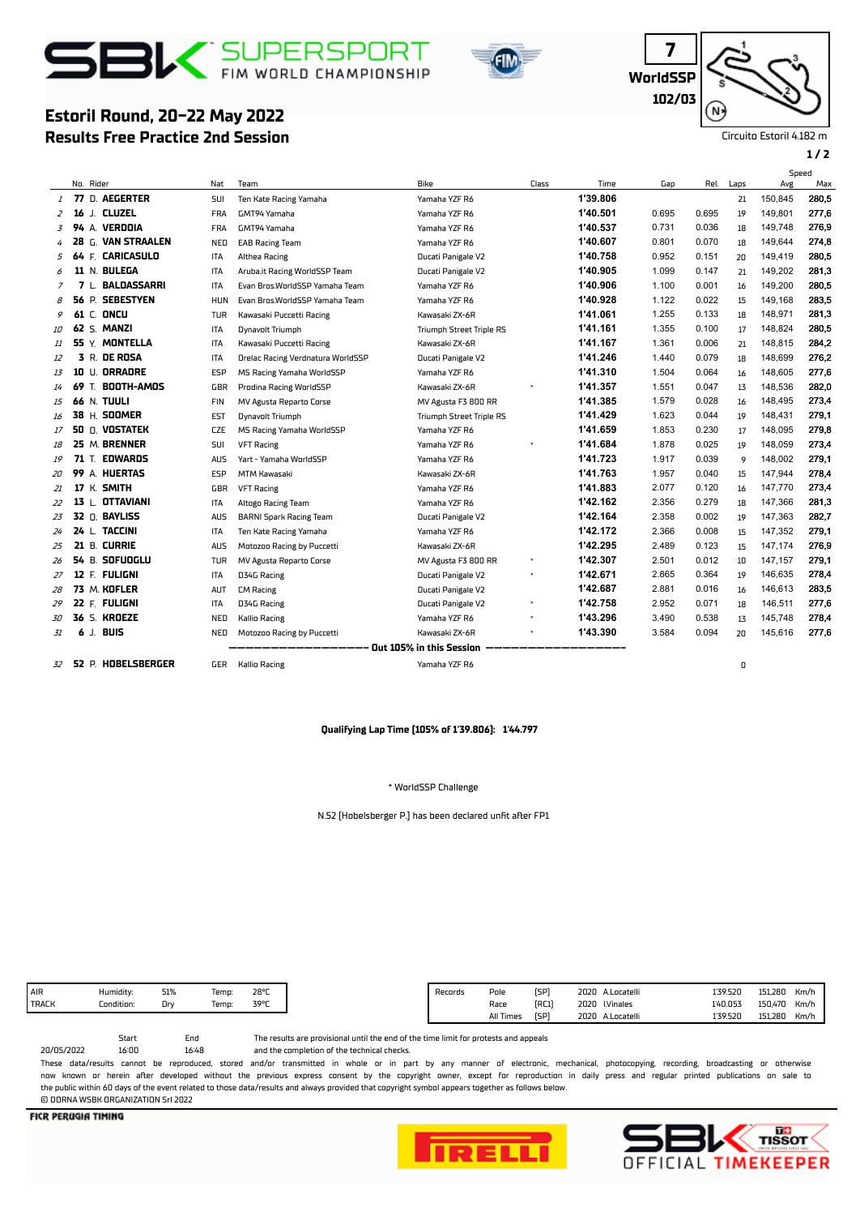# SBK SUPERSPORT FIM WORLD CHAMPIONSHIP

**7**
**WorldSSP**
**102/03**

## Estoril Round, 20-22 May 2022
## Results Free Practice 2nd Session

Circuito Estoril 4.182 m

| | No. | Rider | Nat | Team | Bike | Class | Time | Gap | Rel. | Laps | Speed Avg | Speed Max |
|---|---|---|---|---|---|---|---|---|---|---|---|---|
| 1 | 77 | D. AEGERTER | SUI | Ten Kate Racing Yamaha | Yamaha YZF R6 | | 1'39.806 | | | 21 | 150,845 | 280,5 |
| 2 | 16 | J. CLUZEL | FRA | GMT94 Yamaha | Yamaha YZF R6 | | 1'40.501 | 0.695 | 0.695 | 19 | 149,801 | 277,6 |
| 3 | 94 | A. VERDOIA | FRA | GMT94 Yamaha | Yamaha YZF R6 | | 1'40.537 | 0.731 | 0.036 | 18 | 149,748 | 276,9 |
| 4 | 28 | G. VAN STRAALEN | NED | EAB Racing Team | Yamaha YZF R6 | | 1'40.607 | 0.801 | 0.070 | 18 | 149,644 | 274,8 |
| 5 | 64 | F. CARICASULO | ITA | Althea Racing | Ducati Panigale V2 | | 1'40.758 | 0.952 | 0.151 | 20 | 149,419 | 280,5 |
| 6 | 11 | N. BULEGA | ITA | Aruba.it Racing WorldSSP Team | Ducati Panigale V2 | | 1'40.905 | 1.099 | 0.147 | 21 | 149,202 | 281,3 |
| 7 | 7 | L. BALDASSARRI | ITA | Evan Bros.WorldSSP Yamaha Team | Yamaha YZF R6 | | 1'40.906 | 1.100 | 0.001 | 16 | 149,200 | 280,5 |
| 8 | 56 | P. SEBESTYEN | HUN | Evan Bros.WorldSSP Yamaha Team | Yamaha YZF R6 | | 1'40.928 | 1.122 | 0.022 | 15 | 149,168 | 283,5 |
| 9 | 61 | C. ONCU | TUR | Kawasaki Puccetti Racing | Kawasaki ZX-6R | | 1'41.061 | 1.255 | 0.133 | 18 | 148,971 | 281,3 |
| 10 | 62 | S. MANZI | ITA | Dynavolt Triumph | Triumph Street Triple RS | | 1'41.161 | 1.355 | 0.100 | 17 | 148,824 | 280,5 |
| 11 | 55 | Y. MONTELLA | ITA | Kawasaki Puccetti Racing | Kawasaki ZX-6R | | 1'41.167 | 1.361 | 0.006 | 21 | 148,815 | 284,2 |
| 12 | 3 | R. DE ROSA | ITA | Orelac Racing Verdnatura WorldSSP | Ducati Panigale V2 | | 1'41.246 | 1.440 | 0.079 | 18 | 148,699 | 276,2 |
| 13 | 10 | U. ORRADRE | ESP | MS Racing Yamaha WorldSSP | Yamaha YZF R6 | | 1'41.310 | 1.504 | 0.064 | 16 | 148,605 | 277,6 |
| 14 | 69 | T. BOOTH-AMOS | GBR | Prodina Racing WorldSSP | Kawasaki ZX-6R | * | 1'41.357 | 1.551 | 0.047 | 13 | 148,536 | 282,0 |
| 15 | 66 | N. TUULI | FIN | MV Agusta Reparto Corse | MV Agusta F3 800 RR | | 1'41.385 | 1.579 | 0.028 | 16 | 148,495 | 273,4 |
| 16 | 38 | H. SOOMER | EST | Dynavolt Triumph | Triumph Street Triple RS | | 1'41.429 | 1.623 | 0.044 | 19 | 148,431 | 279,1 |
| 17 | 50 | O. VOSTATEK | CZE | MS Racing Yamaha WorldSSP | Yamaha YZF R6 | | 1'41.659 | 1.853 | 0.230 | 17 | 148,095 | 279,8 |
| 18 | 25 | M. BRENNER | SUI | VFT Racing | Yamaha YZF R6 | * | 1'41.684 | 1.878 | 0.025 | 19 | 148,059 | 273,4 |
| 19 | 71 | T. EDWARDS | AUS | Yart - Yamaha WorldSSP | Yamaha YZF R6 | | 1'41.723 | 1.917 | 0.039 | 9 | 148,002 | 279,1 |
| 20 | 99 | A. HUERTAS | ESP | MTM Kawasaki | Kawasaki ZX-6R | | 1'41.763 | 1.957 | 0.040 | 15 | 147,944 | 278,4 |
| 21 | 17 | K. SMITH | GBR | VFT Racing | Yamaha YZF R6 | | 1'41.883 | 2.077 | 0.120 | 16 | 147,770 | 273,4 |
| 22 | 13 | L. OTTAVIANI | ITA | Altogo Racing Team | Yamaha YZF R6 | | 1'42.162 | 2.356 | 0.279 | 18 | 147,366 | 281,3 |
| 23 | 32 | O. BAYLISS | AUS | BARNI Spark Racing Team | Ducati Panigale V2 | | 1'42.164 | 2.358 | 0.002 | 19 | 147,363 | 282,7 |
| 24 | 24 | L. TACCINI | ITA | Ten Kate Racing Yamaha | Yamaha YZF R6 | | 1'42.172 | 2.366 | 0.008 | 15 | 147,352 | 279,1 |
| 25 | 21 | B. CURRIE | AUS | Motozoo Racing by Puccetti | Kawasaki ZX-6R | | 1'42.295 | 2.489 | 0.123 | 15 | 147,174 | 276,9 |
| 26 | 54 | B. SOFUOGLU | TUR | MV Agusta Reparto Corse | MV Agusta F3 800 RR | * | 1'42.307 | 2.501 | 0.012 | 10 | 147,157 | 279,1 |
| 27 | 12 | F. FULIGNI | ITA | D34G Racing | Ducati Panigale V2 | * | 1'42.671 | 2.865 | 0.364 | 19 | 146,635 | 278,4 |
| 28 | 73 | M. KOFLER | AUT | CM Racing | Ducati Panigale V2 | | 1'42.687 | 2.881 | 0.016 | 16 | 146,613 | 283,5 |
| 29 | 22 | F. FULIGNI | ITA | D34G Racing | Ducati Panigale V2 | * | 1'42.758 | 2.952 | 0.071 | 18 | 146,511 | 277,6 |
| 30 | 36 | S. KROEZE | NED | Kallio Racing | Yamaha YZF R6 | * | 1'43.296 | 3.490 | 0.538 | 13 | 145,748 | 278,4 |
| 31 | 6 | J. BUIS | NED | Motozoo Racing by Puccetti | Kawasaki ZX-6R | * | 1'43.390 | 3.584 | 0.094 | 20 | 145,616 | 277,6 |
| | | **Out 105% in this Session** | | | | | | | | | | |
| 32 | 52 | P. HOBELSBERGER | GER | Kallio Racing | Yamaha YZF R6 | | | | | 0 | | |

**Qualifying Lap Time (105% of 1'39.806): 1'44.797**

\* WorldSSP Challenge

N.52 (Hobelsberger P.) has been declared unfit after FP1

| AIR | Humidity: | 51% | Temp: | 28°C |
|---|---|---|---|---|
| TRACK | Condition: | Dry | Temp: | 39°C |

| Records | | | | | | |
|---|---|---|---|---|---|---|
| Pole | [SP] | 2020 | A.Locatelli | 1'39.520 | 151,280 | Km/h |
| Race | [RC1] | 2020 | I.Vinales | 1'40.053 | 150,470 | Km/h |
| All Times | [SP] | 2020 | A.Locatelli | 1'39.520 | 151,280 | Km/h |

| | Start | End |
|---|---|---|
| 20/05/2022 | 16:00 | 16:48 |

The results are provisional until the end of the time limit for protests and appeals and the completion of the technical checks.

These data/results cannot be reproduced, stored and/or transmitted in whole or in part by any manner of electronic, mechanical, photocopying, recording, broadcasting or otherwise now known or herein after developed without the previous express consent by the copyright owner, except for reproduction in daily press and regular printed publications on sale to the public within 60 days of the event related to those data/results and always provided that copyright symbol appears together as follows below.
© DORNA WSBK ORGANIZATION Srl 2022

FICR PERUGIA TIMING

PIRELLI

SBK TISSOT OFFICIAL TIMEKEEPER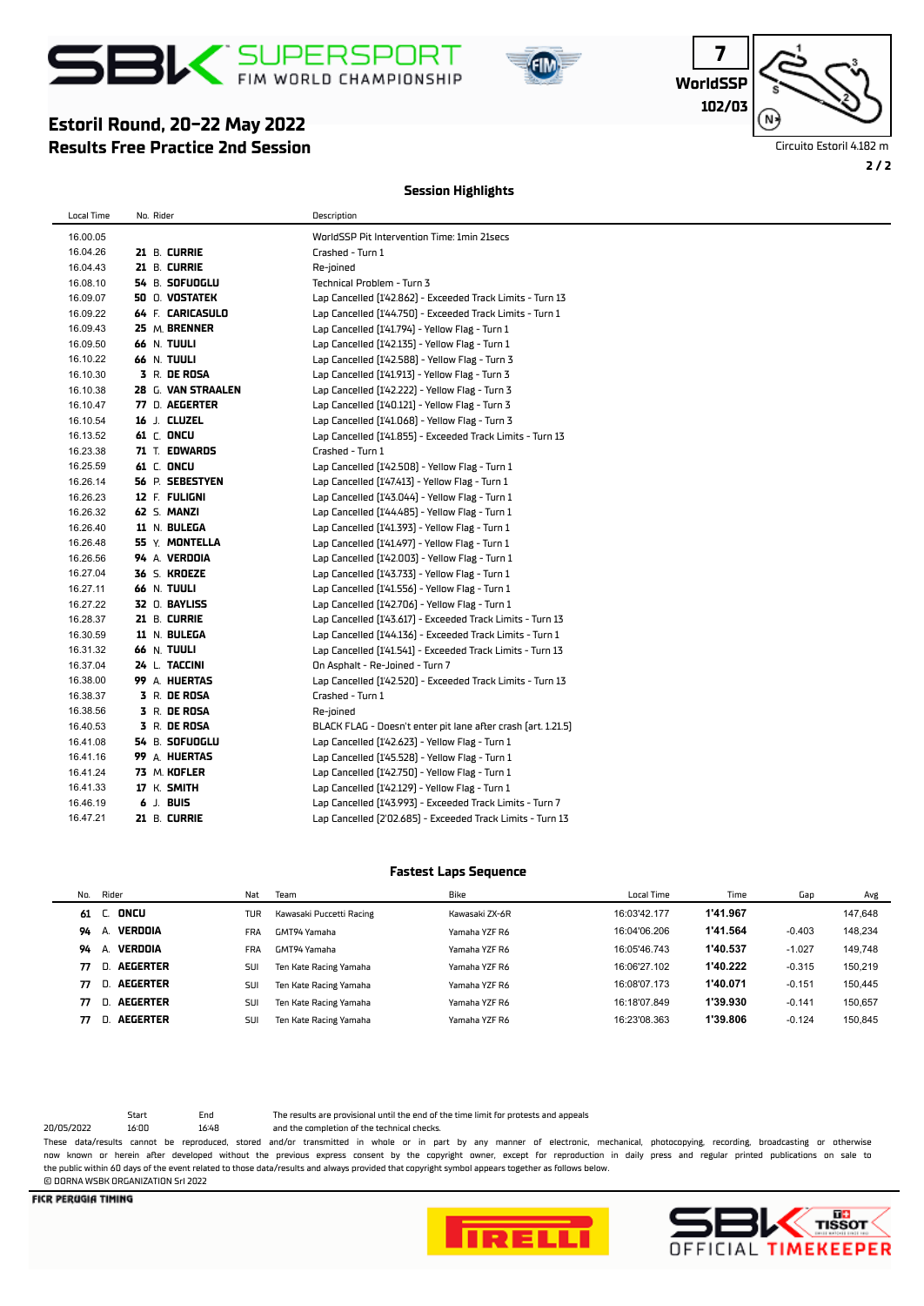# Estoril Round, 20-22 May 2022

## Results Free Practice 2nd Session

7 WorldSSP 102/03

Circuito Estoril 4.182 m

### Session Highlights

| Local Time | No. | Rider | Description |
|---|---|---|---|
| 16.00.05 | | | WorldSSP Pit Intervention Time: 1min 21secs |
| 16.04.26 | 21 | B. CURRIE | Crashed - Turn 1 |
| 16.04.43 | 21 | B. CURRIE | Re-joined |
| 16.08.10 | 54 | B. SOFUOGLU | Technical Problem - Turn 3 |
| 16.09.07 | 50 | O. VOSTATEK | Lap Cancelled (1'42.862) - Exceeded Track Limits - Turn 13 |
| 16.09.22 | 64 | F. CARICASULO | Lap Cancelled (1'44.750) - Exceeded Track Limits - Turn 1 |
| 16.09.43 | 25 | M. BRENNER | Lap Cancelled (1'41.794) - Yellow Flag - Turn 1 |
| 16.09.50 | 66 | N. TUULI | Lap Cancelled (1'42.135) - Yellow Flag - Turn 1 |
| 16.10.22 | 66 | N. TUULI | Lap Cancelled (1'42.588) - Yellow Flag - Turn 3 |
| 16.10.30 | 3 | R. DE ROSA | Lap Cancelled (1'41.913) - Yellow Flag - Turn 3 |
| 16.10.38 | 28 | G. VAN STRAALEN | Lap Cancelled (1'42.222) - Yellow Flag - Turn 3 |
| 16.10.47 | 77 | D. AEGERTER | Lap Cancelled (1'40.121) - Yellow Flag - Turn 3 |
| 16.10.54 | 16 | J. CLUZEL | Lap Cancelled (1'41.068) - Yellow Flag - Turn 3 |
| 16.13.52 | 61 | C. ONCU | Lap Cancelled (1'41.855) - Exceeded Track Limits - Turn 13 |
| 16.23.38 | 71 | T. EDWARDS | Crashed - Turn 1 |
| 16.25.59 | 61 | C. ONCU | Lap Cancelled (1'42.508) - Yellow Flag - Turn 1 |
| 16.26.14 | 56 | P. SEBESTYEN | Lap Cancelled (1'47.413) - Yellow Flag - Turn 1 |
| 16.26.23 | 12 | F. FULIGNI | Lap Cancelled (1'43.044) - Yellow Flag - Turn 1 |
| 16.26.32 | 62 | S. MANZI | Lap Cancelled (1'44.485) - Yellow Flag - Turn 1 |
| 16.26.40 | 11 | N. BULEGA | Lap Cancelled (1'41.393) - Yellow Flag - Turn 1 |
| 16.26.48 | 55 | Y. MONTELLA | Lap Cancelled (1'41.497) - Yellow Flag - Turn 1 |
| 16.26.56 | 94 | A. VERDOIA | Lap Cancelled (1'42.003) - Yellow Flag - Turn 1 |
| 16.27.04 | 36 | S. KROEZE | Lap Cancelled (1'43.733) - Yellow Flag - Turn 1 |
| 16.27.11 | 66 | N. TUULI | Lap Cancelled (1'41.556) - Yellow Flag - Turn 1 |
| 16.27.22 | 32 | O. BAYLISS | Lap Cancelled (1'42.706) - Yellow Flag - Turn 1 |
| 16.28.37 | 21 | B. CURRIE | Lap Cancelled (1'43.617) - Exceeded Track Limits - Turn 13 |
| 16.30.59 | 11 | N. BULEGA | Lap Cancelled (1'44.136) - Exceeded Track Limits - Turn 1 |
| 16.31.32 | 66 | N. TUULI | Lap Cancelled (1'41.541) - Exceeded Track Limits - Turn 13 |
| 16.37.04 | 24 | L. TACCINI | On Asphalt - Re-Joined - Turn 7 |
| 16.38.00 | 99 | A. HUERTAS | Lap Cancelled (1'42.520) - Exceeded Track Limits - Turn 13 |
| 16.38.37 | 3 | R. DE ROSA | Crashed - Turn 1 |
| 16.38.56 | 3 | R. DE ROSA | Re-joined |
| 16.40.53 | 3 | R. DE ROSA | BLACK FLAG - Doesn't enter pit lane after crash (art. 1.21.5) |
| 16.41.08 | 54 | B. SOFUOGLU | Lap Cancelled (1'42.623) - Yellow Flag - Turn 1 |
| 16.41.16 | 99 | A. HUERTAS | Lap Cancelled (1'45.528) - Yellow Flag - Turn 1 |
| 16.41.24 | 73 | M. KOFLER | Lap Cancelled (1'42.750) - Yellow Flag - Turn 1 |
| 16.41.33 | 17 | K. SMITH | Lap Cancelled (1'42.129) - Yellow Flag - Turn 1 |
| 16.46.19 | 6 | J. BUIS | Lap Cancelled (1'43.993) - Exceeded Track Limits - Turn 7 |
| 16.47.21 | 21 | B. CURRIE | Lap Cancelled (2'02.685) - Exceeded Track Limits - Turn 13 |

### Fastest Laps Sequence

| No. | Rider | Nat | Team | Bike | Local Time | Time | Gap | Avg |
|---|---|---|---|---|---|---|---|---|
| 61 | C. ONCU | TUR | Kawasaki Puccetti Racing | Kawasaki ZX-6R | 16:03'42.177 | 1'41.967 | | 147,648 |
| 94 | A. VERDOIA | FRA | GMT94 Yamaha | Yamaha YZF R6 | 16:04'06.206 | 1'41.564 | -0.403 | 148,234 |
| 94 | A. VERDOIA | FRA | GMT94 Yamaha | Yamaha YZF R6 | 16:05'46.743 | 1'40.537 | -1.027 | 149,748 |
| 77 | D. AEGERTER | SUI | Ten Kate Racing Yamaha | Yamaha YZF R6 | 16:06'27.102 | 1'40.222 | -0.315 | 150,219 |
| 77 | D. AEGERTER | SUI | Ten Kate Racing Yamaha | Yamaha YZF R6 | 16:08'07.173 | 1'40.071 | -0.151 | 150,445 |
| 77 | D. AEGERTER | SUI | Ten Kate Racing Yamaha | Yamaha YZF R6 | 16:18'07.849 | 1'39.930 | -0.141 | 150,657 |
| 77 | D. AEGERTER | SUI | Ten Kate Racing Yamaha | Yamaha YZF R6 | 16:23'08.363 | 1'39.806 | -0.124 | 150,845 |

| | Start | End |
|---|---|---|
| 20/05/2022 | 16:00 | 16:48 |

The results are provisional until the end of the time limit for protests and appeals and the completion of the technical checks.

These data/results cannot be reproduced, stored and/or transmitted in whole or in part by any manner of electronic, mechanical, photocopying, recording, broadcasting or otherwise now known or herein after developed without the previous express consent by the copyright owner, except for reproduction in daily press and regular printed publications on sale to the public within 60 days of the event related to those data/results and always provided that copyright symbol appears together as follows below.

© DORNA WSBK ORGANIZATION Srl 2022

FICR PERUGIA TIMING

SBK OFFICIAL TIMEKEEPER TISSOT